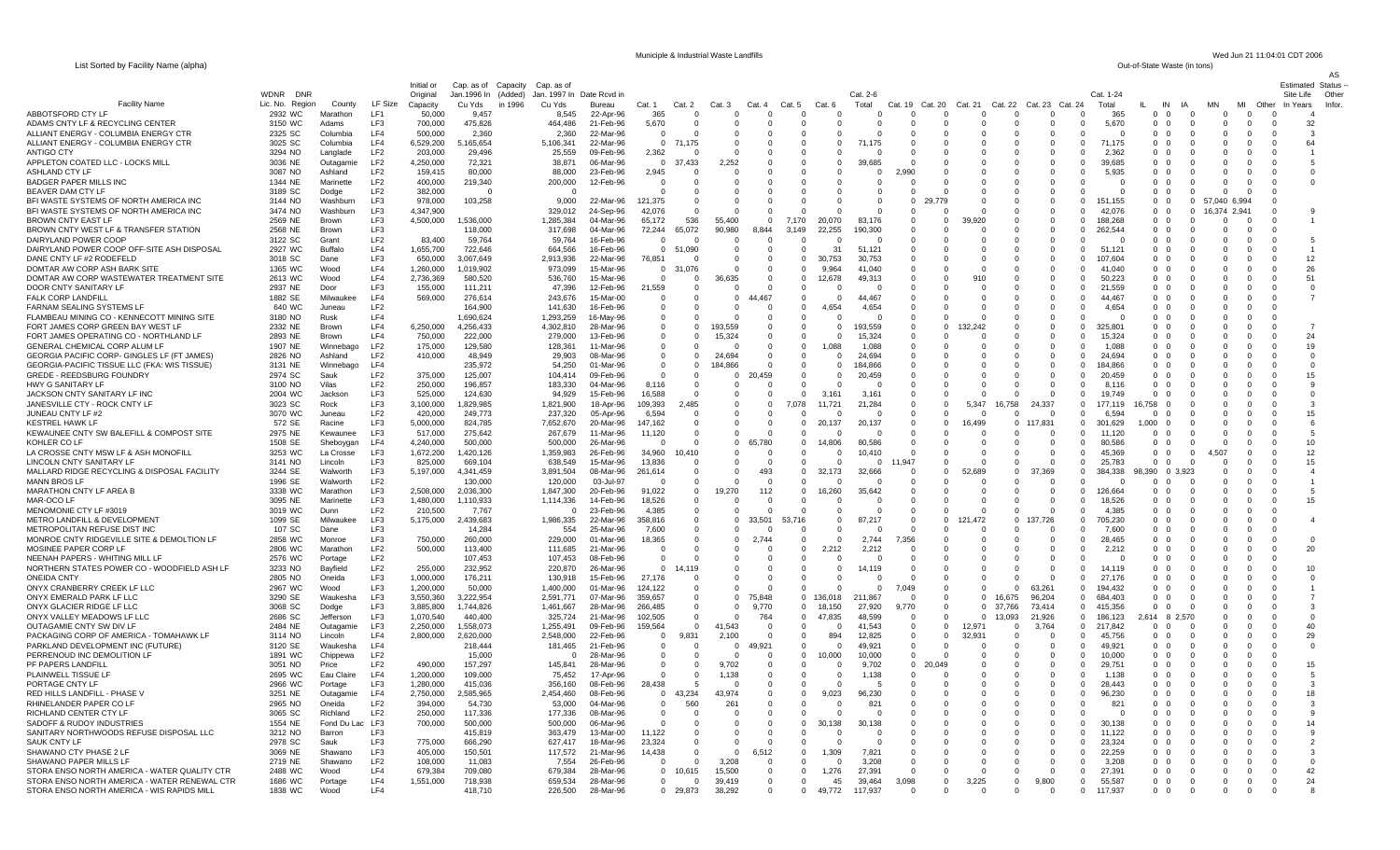# Municiple & Industrial Waste Landfills

List Sorted by Facility Name (alpha)

Wed Jun 21 11:04:01 CDT 2006

Out-of-State Waste (in tons)

| Facility Name | WDNR Lic. No. | DNR Region | County | LF Size | Initial or Original Capacity | Cap. as of Jan.1996 In Cu Yds | Capacity (Added) in 1996 | Cap. as of Jan. 1997 In Cu Yds | Date Rcvd in Bureau | Cat. 1 | Cat. 2 | Cat. 3 | Cat. 4 | Cat. 5 | Cat. 6 | Cat. 2-6 Total | Cat. 19 | Cat. 20 | Cat. 21 | Cat. 22 | Cat. 23 | Cat. 24 | Cat. 1-24 Total | IL | IN | IA | MN | MI | Other | Estimated Site Life In Years | AS Status -- Other Infor. |
|---|---|---|---|---|---|---|---|---|---|---|---|---|---|---|---|---|---|---|---|---|---|---|---|---|---|---|---|---|---|---|---|
| ABBOTSFORD CTY LF | 2932 | WC | Marathon | LF1 | 50,000 | 9,457 | | 8,545 | 22-Apr-96 | 365 | 0 | 0 | 0 | 0 | 0 | 0 | 0 | 0 | 0 | 0 | 0 | 0 | 365 | 0 | 0 | 0 | 0 | 0 | 0 | 4 | |
| ADAMS CNTY LF & RECYCLING CENTER | 3150 | WC | Adams | LF3 | 700,000 | 475,826 | | 464,486 | 21-Feb-96 | 5,670 | 0 | 0 | 0 | 0 | 0 | 0 | 0 | 0 | 0 | 0 | 0 | 0 | 5,670 | 0 | 0 | 0 | 0 | 0 | 0 | 32 | |
| ALLIANT ENERGY - COLUMBIA ENERGY CTR | 2325 | SC | Columbia | LF4 | 500,000 | 2,360 | | 2,360 | 22-Mar-96 | 0 | 0 | 0 | 0 | 0 | 0 | 0 | 0 | 0 | 0 | 0 | 0 | 0 | 0 | 0 | 0 | 0 | 0 | 0 | 0 | 3 | |
| ALLIANT ENERGY - COLUMBIA ENERGY CTR | 3025 | SC | Columbia | LF4 | 6,529,200 | 5,165,654 | | 5,106,341 | 22-Mar-96 | 0 | 71,175 | 0 | 0 | 0 | 0 | 71,175 | 0 | 0 | 0 | 0 | 0 | 0 | 71,175 | 0 | 0 | 0 | 0 | 0 | 0 | 64 | |
| ANTIGO CTY | 3294 | NO | Langlade | LF2 | 203,000 | 29,496 | | 25,559 | 09-Feb-96 | 2,362 | 0 | 0 | 0 | 0 | 0 | 0 | 0 | 0 | 0 | 0 | 0 | 0 | 2,362 | 0 | 0 | 0 | 0 | 0 | 0 | 1 | |
| APPLETON COATED LLC - LOCKS MILL | 3036 | NE | Outagamie | LF3 | 4,250,000 | 72,321 | | 38,871 | 06-Mar-96 | 0 | 37,433 | 2,252 | 0 | 0 | 0 | 39,685 | 0 | 0 | 0 | 0 | 0 | 0 | 39,685 | 0 | 0 | 0 | 0 | 0 | 0 | 5 | |
| ASHLAND CTY LF | 3087 | NO | Ashland | LF2 | 159,415 | 80,000 | | 88,000 | 23-Feb-96 | 2,945 | 0 | 0 | 0 | 0 | 0 | 0 | 2,990 | 0 | 0 | 0 | 0 | 0 | 5,935 | 0 | 0 | 0 | 0 | 0 | 0 | 0 | |
| BADGER PAPER MILLS INC | 1344 | NE | Marinette | LF2 | 400,000 | 219,340 | | 200,000 | 12-Feb-96 | 0 | 0 | 0 | 0 | 0 | 0 | 0 | 0 | 0 | 0 | 0 | 0 | 0 | 0 | 0 | 0 | 0 | 0 | 0 | 0 | 0 | |
| BEAVER DAM CTY LF | 3189 | SC | Dodge | LF2 | 382,000 | 0 | | 0 | | 0 | 0 | 0 | 0 | 0 | 0 | 0 | 0 | 0 | 0 | 0 | 0 | 0 | 0 | 0 | 0 | 0 | 0 | 0 | 0 | | |
| BFI WASTE SYSTEMS OF NORTH AMERICA INC | 3144 | NO | Washburn | LF3 | 978,000 | 103,258 | | 9,000 | 22-Mar-96 | 121,375 | 0 | 0 | 0 | 0 | 0 | 0 | 0 | 29,779 | 0 | 0 | 0 | 0 | 151,155 | 0 | 0 | 0 | 57,040 | 6,994 | 0 | | |
| BFI WASTE SYSTEMS OF NORTH AMERICA INC | 3474 | NO | Washburn | LF3 | 4,347,900 | | | 329,012 | 24-Sep-96 | 42,076 | 0 | 0 | 0 | 0 | 0 | 0 | 0 | 0 | 0 | 0 | 0 | 0 | 42,076 | 0 | 0 | 0 | 16,374 | 2,941 | 0 | 9 | |
| BROWN CNTY EAST LF | 2569 | NE | Brown | LF3 | 4,500,000 | 1,536,000 | | 1,285,384 | 04-Mar-96 | 65,172 | 536 | 55,400 | 0 | 7,170 | 20,070 | 83,176 | 0 | 0 | 39,920 | 0 | 0 | 0 | 188,268 | 0 | 0 | 0 | 0 | 0 | 0 | 1 | |
| BROWN CNTY WEST LF & TRANSFER STATION | 2568 | NE | Brown | LF3 | | 118,000 | | 317,698 | 04-Mar-96 | 72,244 | 65,072 | 90,980 | 8,844 | 3,149 | 22,255 | 190,300 | 0 | 0 | 0 | 0 | 0 | 0 | 262,544 | 0 | 0 | 0 | 0 | 0 | 0 | | |
| DAIRYLAND POWER COOP | 3122 | SC | Grant | LF2 | 83,400 | 59,764 | | 59,764 | 16-Feb-96 | 0 | 0 | 0 | 0 | 0 | 0 | 0 | 0 | 0 | 0 | 0 | 0 | 0 | 0 | 0 | 0 | 0 | 0 | 0 | 0 | 5 | |
| DAIRYLAND POWER COOP OFF-SITE ASH DISPOSAL | 2927 | WC | Buffalo | LF4 | 1,655,700 | 722,646 | | 664,566 | 16-Feb-96 | 0 | 51,090 | 0 | 0 | 0 | 31 | 51,121 | 0 | 0 | 0 | 0 | 0 | 0 | 51,121 | 0 | 0 | 0 | 0 | 0 | 0 | 1 | |
| DANE CNTY LF #2 RODEFELD | 3018 | SC | Dane | LF3 | 650,000 | 3,067,649 | | 2,913,936 | 22-Mar-96 | 76,851 | 0 | 0 | 0 | 0 | 30,753 | 30,753 | 0 | 0 | 0 | 0 | 0 | 0 | 107,604 | 0 | 0 | 0 | 0 | 0 | 0 | 12 | |
| DOMTAR AW CORP ASH BARK SITE | 1365 | WC | Wood | LF4 | 1,260,000 | 1,019,902 | | 973,099 | 15-Mar-96 | 0 | 31,076 | 0 | 0 | 0 | 9,964 | 41,040 | 0 | 0 | 0 | 0 | 0 | 0 | 41,040 | 0 | 0 | 0 | 0 | 0 | 0 | 26 | |
| DOMTAR AW CORP WASTEWATER TREATMENT SITE | 2613 | WC | Wood | LF4 | 2,736,369 | 580,520 | | 536,760 | 15-Mar-96 | 0 | 0 | 36,635 | 0 | 0 | 12,678 | 49,313 | 0 | 0 | 910 | 0 | 0 | 0 | 50,223 | 0 | 0 | 0 | 0 | 0 | 0 | 51 | |
| DOOR CNTY SANITARY LF | 2937 | NE | Door | LF3 | 155,000 | 111,211 | | 47,396 | 12-Feb-96 | 21,559 | 0 | 0 | 0 | 0 | 0 | 0 | 0 | 0 | 0 | 0 | 0 | 0 | 21,559 | 0 | 0 | 0 | 0 | 0 | 0 | 0 | |
| FALK CORP LANDFILL | 1882 | SE | Milwaukee | LF4 | 569,000 | 276,614 | | 243,676 | 15-Mar-96 | 0 | 0 | 0 | 44,467 | 0 | 0 | 44,467 | 0 | 0 | 0 | 0 | 0 | 0 | 44,467 | 0 | 0 | 0 | 0 | 0 | 0 | 7 | |
| FARNAM SEALING SYSTEMS LF | 640 | WC | Juneau | LF2 | | 164,900 | | 141,630 | 16-Feb-96 | 0 | 0 | 0 | 0 | 0 | 4,654 | 4,654 | 0 | 0 | 0 | 0 | 0 | 0 | 4,654 | 0 | 0 | 0 | 0 | 0 | 0 | | |
| FLAMBEAU MINING CO - KENNECOTT MINING SITE | 3180 | NO | Rusk | LF4 | | 1,690,624 | | 1,293,259 | 16-May-96 | 0 | 0 | 0 | 0 | 0 | 0 | 0 | 0 | 0 | 0 | 0 | 0 | 0 | 0 | 0 | 0 | 0 | 0 | 0 | 0 | | |
| FORT JAMES CORP GREEN BAY WEST LF | 2332 | NE | Brown | LF4 | 6,250,000 | 4,256,433 | | 4,302,810 | 28-Mar-96 | 0 | 0 | 193,559 | 0 | 0 | 0 | 193,559 | 0 | 0 | 132,242 | 0 | 0 | 0 | 325,801 | 0 | 0 | 0 | 0 | 0 | 0 | 7 | |
| FORT JAMES OPERATING CO - NORTHLAND LF | 2893 | NE | Brown | LF4 | 750,000 | 222,000 | | 279,000 | 13-Feb-96 | 0 | 0 | 15,324 | 0 | 0 | 0 | 15,324 | 0 | 0 | 0 | 0 | 0 | 0 | 15,324 | 0 | 0 | 0 | 0 | 0 | 0 | 24 | |
| GENERAL CHEMICAL CORP ALUM LF | 1907 | NE | Winnebago | LF2 | 175,000 | 129,580 | | 128,361 | 11-Mar-96 | 0 | 0 | 0 | 0 | 0 | 1,088 | 1,088 | 0 | 0 | 0 | 0 | 0 | 0 | 1,088 | 0 | 0 | 0 | 0 | 0 | 0 | 19 | |
| GEORGIA PACIFIC CORP- GINGLES LF (FT JAMES) | 2826 | NO | Ashland | LF2 | 410,000 | 48,949 | | 29,903 | 08-Mar-96 | 0 | 0 | 24,694 | 0 | 0 | 0 | 24,694 | 0 | 0 | 0 | 0 | 0 | 0 | 24,694 | 0 | 0 | 0 | 0 | 0 | 0 | 0 | |
| GEORGIA-PACIFIC TISSUE LLC (FKA: WIS TISSUE) | 3131 | NE | Winnebago | LF4 | | 235,972 | | 54,250 | 01-Mar-96 | 0 | 0 | 184,866 | 0 | 0 | 0 | 184,866 | 0 | 0 | 0 | 0 | 0 | 0 | 184,866 | 0 | 0 | 0 | 0 | 0 | 0 | 0 | |
| GREDE - REEDSBURG FOUNDRY | 2974 | SC | Sauk | LF2 | 375,000 | 125,007 | | 104,414 | 09-Feb-96 | 0 | 0 | 0 | 20,459 | 0 | 0 | 20,459 | 0 | 0 | 0 | 0 | 0 | 0 | 20,459 | 0 | 0 | 0 | 0 | 0 | 0 | 15 | |
| HWY G SANITARY LF | 3100 | NO | Vilas | LF2 | 250,000 | 196,857 | | 183,330 | 04-Mar-96 | 8,116 | 0 | 0 | 0 | 0 | 0 | 0 | 0 | 0 | 0 | 0 | 0 | 0 | 8,116 | 0 | 0 | 0 | 0 | 0 | 0 | 9 | |
| JACKSON CNTY SANITARY LF INC | 2004 | WC | Jackson | LF3 | 525,000 | 124,630 | | 94,929 | 15-Feb-96 | 16,588 | 0 | 0 | 0 | 0 | 3,161 | 3,161 | 0 | 0 | 0 | 0 | 0 | 0 | 19,749 | 0 | 0 | 0 | 0 | 0 | 0 | 0 | |
| JANESVILLE CTY - ROCK CNTY LF | 3023 | SC | Rock | LF3 | 3,100,000 | 1,829,985 | | 1,821,900 | 18-Apr-96 | 109,393 | 2,485 | 0 | 0 | 7,078 | 11,721 | 21,284 | 0 | 0 | 5,347 | 16,758 | 24,337 | 0 | 177,119 | 16,758 | 0 | 0 | 0 | 0 | 0 | 3 | |
| JUNEAU CNTY LF #2 | 3070 | WC | Juneau | LF2 | 420,000 | 249,773 | | 237,320 | 05-Apr-96 | 6,594 | 0 | 0 | 0 | 0 | 0 | 0 | 0 | 0 | 0 | 0 | 0 | 0 | 6,594 | 0 | 0 | 0 | 0 | 0 | 0 | 15 | |
| KESTREL HAWK LF | 572 | SE | Racine | LF3 | 5,000,000 | 824,785 | | 7,652,670 | 20-Mar-96 | 147,162 | 0 | 0 | 0 | 0 | 20,137 | 20,137 | 0 | 0 | 16,499 | 0 | 117,831 | 0 | 301,629 | 1,000 | 0 | 0 | 0 | 0 | 0 | 6 | |
| KEWAUNEE CNTY SW BALEFILL & COMPOST SITE | 2975 | NE | Kewaunee | LF3 | 517,000 | 275,642 | | 267,679 | 11-Mar-96 | 11,120 | 0 | 0 | 0 | 0 | 0 | 0 | 0 | 0 | 0 | 0 | 0 | 0 | 11,120 | 0 | 0 | 0 | 0 | 0 | 0 | 5 | |
| KOHLER CO LF | 1508 | SE | Sheboygan | LF4 | 4,240,000 | 500,000 | | 500,000 | 26-Mar-96 | 0 | 0 | 0 | 65,780 | 0 | 14,806 | 80,586 | 0 | 0 | 0 | 0 | 0 | 0 | 80,586 | 0 | 0 | 0 | 0 | 0 | 0 | 10 | |
| LA CROSSE CNTY MSW LF & ASH MONOFILL | 3253 | WC | La Crosse | LF3 | 1,672,200 | 1,420,126 | | 1,359,983 | 26-Feb-96 | 34,960 | 10,410 | 0 | 0 | 0 | 0 | 10,410 | 0 | 0 | 0 | 0 | 0 | 0 | 45,369 | 0 | 0 | 0 | 4,507 | 0 | 0 | 12 | |
| LINCOLN CNTY SANITARY LF | 3141 | NO | Lincoln | LF3 | 825,000 | 669,104 | | 638,549 | 15-Mar-96 | 13,836 | 0 | 0 | 0 | 0 | 0 | 0 | 11,947 | 0 | 0 | 0 | 0 | 0 | 25,783 | 0 | 0 | 0 | 0 | 0 | 0 | 15 | |
| MALLARD RIDGE RECYCLING & DISPOSAL FACILITY | 3244 | SE | Walworth | LF3 | 5,197,000 | 4,341,459 | | 3,891,504 | 08-Mar-96 | 261,614 | 0 | 0 | 493 | 0 | 32,173 | 32,666 | 0 | 0 | 52,689 | 0 | 37,369 | 0 | 384,338 | 98,390 | 0 | 3,923 | 0 | 0 | 0 | 4 | |
| MANN BROS LF | 1596 | SE | Walworth | LF2 | | 130,000 | | 120,000 | 03-Jul-97 | 0 | 0 | 0 | 0 | 0 | 0 | 0 | 0 | 0 | 0 | 0 | 0 | 0 | 0 | 0 | 0 | 0 | 0 | 0 | 0 | | |
| MARATHON CNTY LF AREA B | 3338 | WC | Marathon | LF3 | 2,508,000 | 2,036,300 | | 1,847,300 | 20-Feb-96 | 91,022 | 0 | 19,270 | 112 | 0 | 16,260 | 35,642 | 0 | 0 | 0 | 0 | 0 | 0 | 126,664 | 0 | 0 | 0 | 0 | 0 | 0 | 5 | |
| MAR-OCO LF | 3095 | NE | Marinette | LF3 | 1,480,000 | 1,110,933 | | 1,114,336 | 14-Feb-96 | 18,526 | 0 | 0 | 0 | 0 | 0 | 0 | 0 | 0 | 0 | 0 | 0 | 0 | 18,526 | 0 | 0 | 0 | 0 | 0 | 0 | 15 | |
| MENOMONIE CTY LF #3019 | 3019 | WC | Dunn | LF2 | 210,500 | 7,767 | | 0 | 23-Feb-96 | 4,385 | 0 | 0 | 0 | 0 | 0 | 0 | 0 | 0 | 0 | 0 | 0 | 0 | 4,385 | 0 | 0 | 0 | 0 | 0 | 0 | | |
| METRO LANDFILL & DEVELOPMENT | 1099 | SE | Milwaukee | LF4 | 5,175,000 | 2,439,683 | | 1,986,335 | 22-Mar-96 | 358,816 | 0 | 0 | 33,501 | 53,716 | 0 | 87,217 | 0 | 0 | 121,472 | 0 | 137,726 | 0 | 705,230 | 0 | 0 | 0 | 0 | 0 | 0 | 4 | |
| METROPOLITAN REFUSE DIST INC | 107 | SC | Dane | LF3 | | 14,284 | | 554 | 25-Mar-96 | 7,600 | 0 | 0 | 0 | 0 | 0 | 0 | 0 | 0 | 0 | 0 | 0 | 0 | 7,600 | 0 | 0 | 0 | 0 | 0 | 0 | | |
| MONROE CNTY RIDGEVILLE SITE & DEMOLTION LF | 2858 | WC | Monroe | LF3 | 750,000 | 260,000 | | 229,000 | 01-Mar-96 | 18,365 | 0 | 0 | 2,744 | 0 | 0 | 2,744 | 7,356 | 0 | 0 | 0 | 0 | 0 | 28,465 | 0 | 0 | 0 | 0 | 0 | 0 | 0 | |
| MOSINEE PAPER CORP LF | 2806 | WC | Marathon | LF2 | 500,000 | 113,400 | | 111,685 | 21-Mar-96 | 0 | 0 | 0 | 0 | 0 | 2,212 | 2,212 | 0 | 0 | 0 | 0 | 0 | 0 | 2,212 | 0 | 0 | 0 | 0 | 0 | 0 | 20 | |
| NEENAH PAPERS - WHITING MILL LF | 2576 | WC | Portage | LF2 | | 107,453 | | 107,453 | 08-Feb-96 | 0 | 0 | 0 | 0 | 0 | 0 | 0 | 0 | 0 | 0 | 0 | 0 | 0 | 0 | 0 | 0 | 0 | 0 | 0 | 0 | | |
| NORTHERN STATES POWER CO - WOODFIELD ASH LF | 3233 | NO | Bayfield | LF2 | 255,000 | 232,952 | | 220,870 | 26-Mar-96 | 0 | 14,119 | 0 | 0 | 0 | 0 | 14,119 | 0 | 0 | 0 | 0 | 0 | 0 | 14,119 | 0 | 0 | 0 | 0 | 0 | 0 | 10 | |
| ONEIDA CNTY | 2805 | NO | Oneida | LF3 | 1,000,000 | 176,211 | | 130,918 | 15-Feb-96 | 27,176 | 0 | 0 | 0 | 0 | 0 | 0 | 0 | 0 | 0 | 0 | 0 | 0 | 27,176 | 0 | 0 | 0 | 0 | 0 | 0 | 0 | |
| ONYX CRANBERRY CREEK LF LLC | 2967 | WC | Wood | LF3 | 1,200,000 | 50,000 | | 1,400,000 | 01-Mar-96 | 124,122 | 0 | 0 | 0 | 0 | 0 | 0 | 7,049 | 0 | 0 | 0 | 63,261 | 0 | 194,432 | 0 | 0 | 0 | 0 | 0 | 0 | 1 | |
| ONYX EMERALD PARK LF LLC | 3290 | SE | Waukesha | LF3 | 3,550,380 | 3,222,954 | | 2,591,771 | 07-Mar-96 | 359,657 | 0 | 0 | 75,848 | 0 | 136,018 | 211,867 | 0 | 0 | 0 | 16,675 | 96,204 | 0 | 684,403 | 0 | 0 | 0 | 0 | 0 | 0 | 7 | |
| ONYX GLACIER RIDGE LF LLC | 3068 | SC | Dodge | LF3 | 3,885,800 | 1,744,826 | | 1,461,667 | 28-Mar-96 | 266,485 | 0 | 0 | 9,770 | 0 | 18,150 | 27,920 | 9,770 | 0 | 0 | 37,766 | 73,414 | 0 | 415,356 | 0 | 0 | 0 | 0 | 0 | 0 | 3 | |
| ONYX VALLEY MEADOWS LF LLC | 2686 | SC | Jefferson | LF3 | 1,070,540 | 440,400 | | 325,724 | 21-Mar-96 | 102,505 | 0 | 0 | 764 | 0 | 47,835 | 48,599 | 0 | 0 | 0 | 13,093 | 21,926 | 0 | 186,123 | 2,614 | 8 | 2,570 | 0 | 0 | 0 | 0 | |
| OUTAGAMIE CNTY SW DIV LF | 2484 | NE | Outagamie | LF3 | 2,250,000 | 1,558,073 | | 1,255,491 | 09-Feb-96 | 159,564 | 0 | 41,543 | 0 | 0 | 0 | 41,543 | 0 | 0 | 12,971 | 0 | 3,764 | 0 | 217,842 | 0 | 0 | 0 | 0 | 0 | 0 | 40 | |
| PACKAGING CORP OF AMERICA - TOMAHAWK LF | 3114 | NO | Lincoln | LF4 | 2,800,000 | 2,620,000 | | 2,548,000 | 22-Feb-96 | 0 | 9,831 | 2,100 | 0 | 0 | 894 | 12,825 | 0 | 0 | 32,931 | 0 | 0 | 0 | 45,756 | 0 | 0 | 0 | 0 | 0 | 0 | 29 | |
| PARKLAND DEVELOPMENT INC (FUTURE) | 3120 | SE | Waukesha | LF4 | | 218,444 | | 181,465 | 21-Feb-96 | 0 | 0 | 0 | 49,921 | 0 | 0 | 49,921 | 0 | 0 | 0 | 0 | 0 | 0 | 49,921 | 0 | 0 | 0 | 0 | 0 | 0 | 0 | |
| PERRENOUD INC DEMOLITION LF | 1891 | WC | Chippewa | LF2 | | 15,000 | | 0 | 28-Mar-96 | 0 | 0 | 0 | 0 | 0 | 10,000 | 10,000 | 0 | 0 | 0 | 0 | 0 | 0 | 10,000 | 0 | 0 | 0 | 0 | 0 | 0 | | |
| PF PAPERS LANDFILL | 3051 | NO | Price | LF2 | 490,000 | 157,297 | | 145,841 | 28-Mar-96 | 0 | 0 | 9,702 | 0 | 0 | 0 | 9,702 | 0 | 20,049 | 0 | 0 | 0 | 0 | 29,751 | 0 | 0 | 0 | 0 | 0 | 0 | 15 | |
| PLAINWELL TISSUE LF | 2695 | WC | Eau Claire | LF4 | 1,200,000 | 109,000 | | 75,452 | 17-Apr-96 | 0 | 0 | 1,138 | 0 | 0 | 0 | 1,138 | 0 | 0 | 0 | 0 | 0 | 0 | 1,138 | 0 | 0 | 0 | 0 | 0 | 0 | 5 | |
| PORTAGE CNTY LF | 2966 | WC | Portage | LF3 | 1,280,000 | 415,036 | | 356,160 | 08-Feb-96 | 28,438 | 5 | 0 | 0 | 0 | 0 | 5 | 0 | 0 | 0 | 0 | 0 | 0 | 28,443 | 0 | 0 | 0 | 0 | 0 | 0 | 3 | |
| RED HILLS LANDFILL - PHASE V | 3251 | NE | Outagamie | LF4 | 2,750,000 | 2,585,965 | | 2,454,460 | 08-Feb-96 | 0 | 43,234 | 43,974 | 0 | 0 | 9,023 | 96,230 | 0 | 0 | 0 | 0 | 0 | 0 | 96,230 | 0 | 0 | 0 | 0 | 0 | 0 | 18 | |
| RHINELANDER PAPER CO LF | 2965 | NO | Oneida | LF2 | 394,000 | 54,730 | | 53,000 | 04-Mar-96 | 0 | 560 | 261 | 0 | 0 | 0 | 821 | 0 | 0 | 0 | 0 | 0 | 0 | 821 | 0 | 0 | 0 | 0 | 0 | 0 | 3 | |
| RICHLAND CENTER CTY LF | 3065 | SC | Richland | LF2 | 250,000 | 117,336 | | 177,336 | 08-Mar-96 | 0 | 0 | 0 | 0 | 0 | 0 | 0 | 0 | 0 | 0 | 0 | 0 | 0 | 0 | 0 | 0 | 0 | 0 | 0 | 0 | 9 | |
| SADOFF & RUDOY INDUSTRIES | 1554 | NE | Fond Du Lac | LF3 | 700,000 | 500,000 | | 500,000 | 06-Mar-96 | 0 | 0 | 0 | 0 | 0 | 30,138 | 30,138 | 0 | 0 | 0 | 0 | 0 | 0 | 30,138 | 0 | 0 | 0 | 0 | 0 | 0 | 14 | |
| SANITARY NORTHWOODS REFUSE DISPOSAL LLC | 3212 | NO | Barron | LF3 | | 415,819 | | 363,479 | 13-Mar-00 | 11,122 | 0 | 0 | 0 | 0 | 0 | 0 | 0 | 0 | 0 | 0 | 0 | 0 | 11,122 | 0 | 0 | 0 | 0 | 0 | 0 | 9 | |
| SAUK CNTY LF | 2978 | SC | Sauk | LF3 | 775,000 | 666,290 | | 627,417 | 18-Mar-96 | 23,324 | 0 | 0 | 0 | 0 | 0 | 0 | 0 | 0 | 0 | 0 | 0 | 0 | 23,324 | 0 | 0 | 0 | 0 | 0 | 0 | 2 | |
| SHAWANO CTY PHASE 2 LF | 3069 | NE | Shawano | LF3 | 405,000 | 150,501 | | 117,572 | 21-Mar-96 | 14,438 | 0 | 0 | 6,512 | 0 | 1,309 | 7,821 | 0 | 0 | 0 | 0 | 0 | 0 | 22,259 | 0 | 0 | 0 | 0 | 0 | 0 | 3 | |
| SHAWANO PAPER MILLS LF | 2719 | NE | Shawano | LF2 | 108,000 | 11,083 | | 7,554 | 26-Feb-96 | 0 | 0 | 3,208 | 0 | 0 | 0 | 3,208 | 0 | 0 | 0 | 0 | 0 | 0 | 3,208 | 0 | 0 | 0 | 0 | 0 | 0 | 0 | |
| STORA ENSO NORTH AMERICA - WATER QUALITY CTR | 2488 | WC | Wood | LF4 | 679,384 | 709,080 | | 679,384 | 28-Mar-96 | 0 | 10,615 | 15,500 | 0 | 0 | 1,276 | 27,391 | 0 | 0 | 0 | 0 | 0 | 0 | 27,391 | 0 | 0 | 0 | 0 | 0 | 0 | 42 | |
| STORA ENSO NORTH AMERICA - WATER RENEWAL CTR | 1686 | WC | Portage | LF4 | 1,551,000 | 718,938 | | 659,534 | 28-Mar-96 | 0 | 0 | 39,419 | 0 | 0 | 45 | 39,464 | 3,098 | 0 | 3,225 | 0 | 9,800 | 0 | 55,587 | 0 | 0 | 0 | 0 | 0 | 0 | 24 | |
| STORA ENSO NORTH AMERICA - WIS RAPIDS MILL | 1838 | WC | Wood | LF4 | | 418,710 | | 226,500 | 28-Mar-96 | 0 | 29,873 | 38,292 | 0 | 0 | 49,772 | 117,937 | 0 | 0 | 0 | 0 | 0 | 0 | 117,937 | 0 | 0 | 0 | 0 | 0 | 0 | 8 | |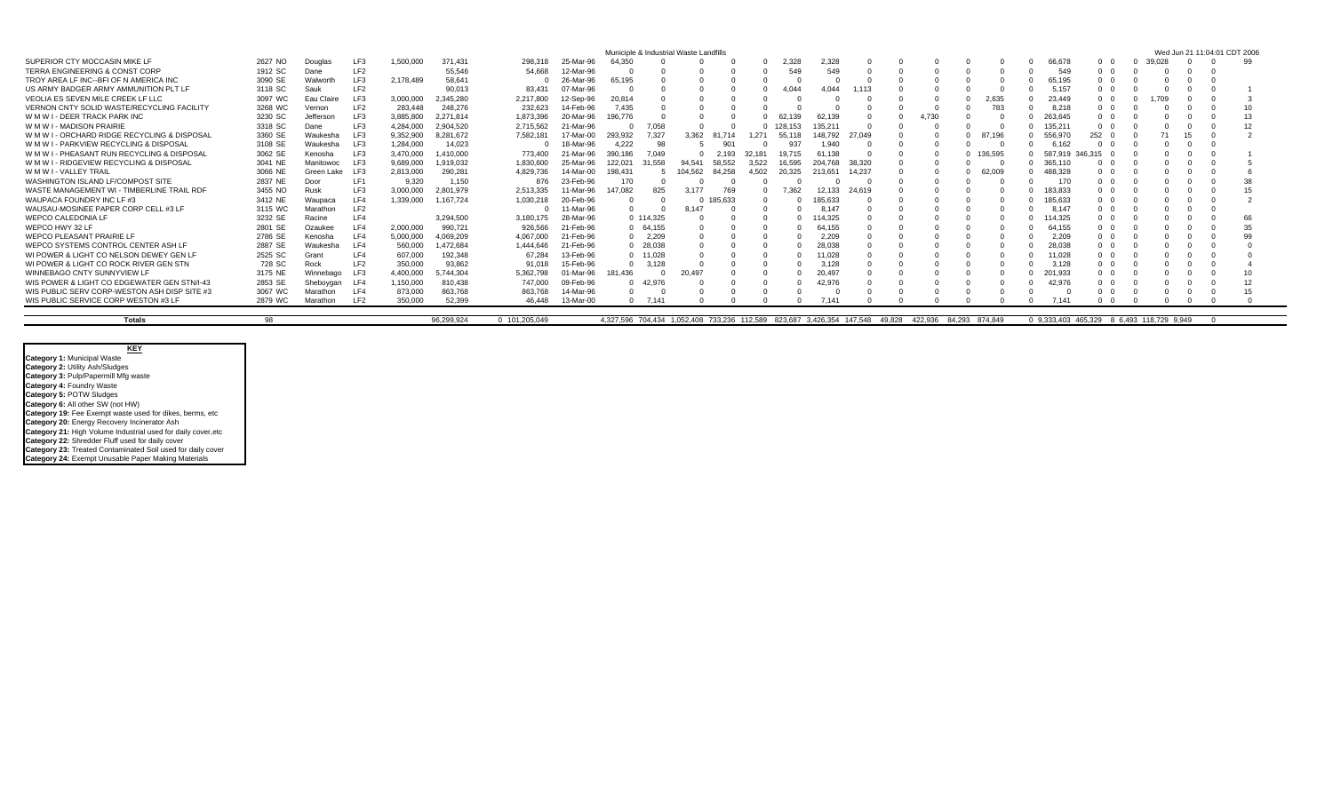| | | | | | | | | | | | | | | | | | | | | | | | | | | | | | | |
|---|---|---|---|---|---|---|---|---|---|---|---|---|---|---|---|---|---|---|---|---|---|---|---|---|---|---|---|---|---|---|
| SUPERIOR CTY MOCCASIN MIKE LF | 2627 | NO | Douglas | LF3 | 1,500,000 | 371,431 | | 298,318 | 25-Mar-96 | 64,350 | 0 | 0 | 0 | 0 | 2,328 | 2,328 | 0 | 0 | 0 | 0 | 0 | 0 | 66,678 | 0 | 0 | 0 | 39,028 | 0 | 0 | 99 |
| TERRA ENGINEERING & CONST CORP | 1912 | SC | Dane | LF2 | | 55,546 | | 54,668 | 12-Mar-96 | 0 | 0 | 0 | 0 | 0 | 549 | 549 | 0 | 0 | 0 | 0 | 0 | 0 | 549 | 0 | 0 | 0 | 0 | 0 | 0 | |
| TROY AREA LF--BFI OF N AMERICA INC | 3090 | SE | Walworth | LF3 | 2,178,489 | 58,641 | | 0 | 26-Mar-96 | 65,195 | 0 | 0 | 0 | 0 | 0 | 0 | 0 | 0 | 0 | 0 | 0 | 0 | 65,195 | 0 | 0 | 0 | 0 | 0 | 0 | |
| US ARMY BADGER ARMY AMMUNITION PLT LF | 3118 | SC | Sauk | LF2 | | 90,013 | | 83,431 | 07-Mar-96 | 0 | 0 | 0 | 0 | 0 | 4,044 | 4,044 | 1,113 | 0 | 0 | 0 | 0 | 0 | 5,157 | 0 | 0 | 0 | 0 | 0 | 0 | 1 |
| VEOLIA ES SEVEN MILE CREEK LF LLC | 3097 | WC | Eau Claire | LF3 | 3,000,000 | 2,345,280 | | 2,217,800 | 12-Sep-96 | 20,814 | 0 | 0 | 0 | 0 | 0 | 0 | 0 | 0 | 0 | 0 | 2,635 | 0 | 23,449 | 0 | 0 | 0 | 1,709 | 0 | 0 | 3 |
| VERNON CNTY SOLID WASTE/RECYCLING FACILITY | 3268 | WC | Vernon | LF2 | 283,448 | 248,276 | | 232,623 | 14-Feb-96 | 7,435 | 0 | 0 | 0 | 0 | 0 | 0 | 0 | 0 | 0 | 0 | 783 | 0 | 8,218 | 0 | 0 | 0 | 0 | 0 | 0 | 10 |
| W M W I - DEER TRACK PARK INC | 3230 | SC | Jefferson | LF3 | 3,885,800 | 2,271,814 | | 1,873,396 | 20-Mar-96 | 196,776 | 0 | 0 | 0 | 0 | 62,139 | 62,139 | 0 | 0 | 4,730 | 0 | 0 | 0 | 263,645 | 0 | 0 | 0 | 0 | 0 | 0 | 13 |
| W M W I - MADISON PRAIRIE | 3318 | SC | Dane | LF3 | 4,284,000 | 2,904,520 | | 2,715,562 | 21-Mar-96 | 0 | 7,058 | 0 | 0 | 0 | 128,153 | 135,211 | 0 | 0 | 0 | 0 | 0 | 0 | 135,211 | 0 | 0 | 0 | 0 | 0 | 0 | 12 |
| W M W I - ORCHARD RIDGE RECYCLING & DISPOSAL | 3360 | SE | Waukesha | LF3 | 9,352,900 | 8,281,672 | | 7,582,181 | 17-Mar-00 | 293,932 | 7,327 | 3,362 | 81,714 | 1,271 | 55,118 | 148,792 | 27,049 | 0 | 0 | 0 | 87,196 | 0 | 556,970 | 252 | 0 | 0 | 71 | 15 | 0 | 2 |
| W M W I - PARKVIEW RECYCLING & DISPOSAL | 3108 | SE | Waukesha | LF3 | 1,284,000 | 14,023 | | 0 | 18-Mar-96 | 4,222 | 98 | 5 | 901 | 0 | 937 | 1,940 | 0 | 0 | 0 | 0 | 0 | 0 | 6,162 | 0 | 0 | 0 | 0 | 0 | 0 | |
| W M W I - PHEASANT RUN RECYCLING & DISPOSAL | 3062 | SE | Kenosha | LF3 | 3,470,000 | 1,410,000 | | 773,400 | 21-Mar-96 | 390,186 | 7,049 | 0 | 2,193 | 32,181 | 19,715 | 61,138 | 0 | 0 | 0 | 0 | 136,595 | 0 | 587,919 | 346,315 | 0 | 0 | 0 | 0 | 0 | 1 |
| W M W I - RIDGEVIEW RECYCLING & DISPOSAL | 3041 | NE | Manitowoc | LF3 | 9,689,000 | 1,919,032 | | 1,830,600 | 25-Mar-96 | 122,021 | 31,558 | 94,541 | 58,552 | 3,522 | 16,595 | 204,768 | 38,320 | 0 | 0 | 0 | 0 | 0 | 365,110 | 0 | 0 | 0 | 0 | 0 | 0 | 5 |
| W M W I - VALLEY TRAIL | 3066 | NE | Green Lake | LF3 | 2,813,000 | 290,281 | | 4,829,736 | 14-Mar-00 | 198,431 | 5 | 104,562 | 84,258 | 4,502 | 20,325 | 213,651 | 14,237 | 0 | 0 | 0 | 62,009 | 0 | 488,328 | 0 | 0 | 0 | 0 | 0 | 0 | 6 |
| WASHINGTON ISLAND LF/COMPOST SITE | 2837 | NE | Door | LF1 | 9,320 | 1,150 | | 876 | 23-Feb-96 | 170 | 0 | 0 | 0 | 0 | 0 | 0 | 0 | 0 | 0 | 0 | 0 | 0 | 170 | 0 | 0 | 0 | 0 | 0 | 0 | 38 |
| WASTE MANAGEMENT WI - TIMBERLINE TRAIL RDF | 3455 | NO | Rusk | LF3 | 3,000,000 | 2,801,979 | | 2,513,335 | 11-Mar-96 | 147,082 | 825 | 3,177 | 769 | 0 | 7,362 | 12,133 | 24,619 | 0 | 0 | 0 | 0 | 0 | 183,833 | 0 | 0 | 0 | 0 | 0 | 0 | 15 |
| WAUPACA FOUNDRY INC LF #3 | 3412 | NE | Waupaca | LF4 | 1,339,000 | 1,167,724 | | 1,030,218 | 20-Feb-96 | 0 | 0 | 0 | 185,633 | 0 | 0 | 185,633 | 0 | 0 | 0 | 0 | 0 | 0 | 185,633 | 0 | 0 | 0 | 0 | 0 | 0 | 2 |
| WAUSAU-MOSINEE PAPER CORP CELL #3 LF | 3115 | WC | Marathon | LF2 | | | | 0 | 11-Mar-96 | 0 | 0 | 8,147 | 0 | 0 | 0 | 8,147 | 0 | 0 | 0 | 0 | 0 | 0 | 8,147 | 0 | 0 | 0 | 0 | 0 | 0 | |
| WEPCO CALEDONIA LF | 3232 | SE | Racine | LF4 | | 3,294,500 | | 3,180,175 | 28-Mar-96 | 0 | 114,325 | 0 | 0 | 0 | 0 | 114,325 | 0 | 0 | 0 | 0 | 0 | 0 | 114,325 | 0 | 0 | 0 | 0 | 0 | 0 | 66 |
| WEPCO HWY 32 LF | 2801 | SE | Ozaukee | LF4 | 2,000,000 | 990,721 | | 926,566 | 21-Feb-96 | 0 | 64,155 | 0 | 0 | 0 | 0 | 64,155 | 0 | 0 | 0 | 0 | 0 | 0 | 64,155 | 0 | 0 | 0 | 0 | 0 | 0 | 35 |
| WEPCO PLEASANT PRAIRIE LF | 2786 | SE | Kenosha | LF4 | 5,000,000 | 4,069,209 | | 4,067,000 | 21-Feb-96 | 0 | 2,209 | 0 | 0 | 0 | 0 | 2,209 | 0 | 0 | 0 | 0 | 0 | 0 | 2,209 | 0 | 0 | 0 | 0 | 0 | 0 | 99 |
| WEPCO SYSTEMS CONTROL CENTER ASH LF | 2887 | SE | Waukesha | LF4 | 560,000 | 1,472,684 | | 1,444,646 | 21-Feb-96 | 0 | 28,038 | 0 | 0 | 0 | 0 | 28,038 | 0 | 0 | 0 | 0 | 0 | 0 | 28,038 | 0 | 0 | 0 | 0 | 0 | 0 | 0 |
| WI POWER & LIGHT CO NELSON DEWEY GEN LF | 2525 | SC | Grant | LF4 | 607,000 | 192,348 | | 67,284 | 13-Feb-96 | 0 | 11,028 | 0 | 0 | 0 | 0 | 11,028 | 0 | 0 | 0 | 0 | 0 | 0 | 11,028 | 0 | 0 | 0 | 0 | 0 | 0 | 0 |
| WI POWER & LIGHT CO ROCK RIVER GEN STN | 728 | SC | Rock | LF2 | 350,000 | 93,862 | | 91,018 | 15-Feb-96 | 0 | 3,128 | 0 | 0 | 0 | 0 | 3,128 | 0 | 0 | 0 | 0 | 0 | 0 | 3,128 | 0 | 0 | 0 | 0 | 0 | 0 | 4 |
| WINNEBAGO CNTY SUNNYVIEW LF | 3175 | NE | Winnebago | LF3 | 4,400,000 | 5,744,304 | | 5,362,798 | 01-Mar-96 | 181,436 | 0 | 20,497 | 0 | 0 | 0 | 20,497 | 0 | 0 | 0 | 0 | 0 | 0 | 201,933 | 0 | 0 | 0 | 0 | 0 | 0 | 10 |
| WIS POWER & LIGHT CO EDGEWATER GEN STN/I-43 | 2853 | SE | Sheboygan | LF4 | 1,150,000 | 810,438 | | 747,000 | 09-Feb-96 | 0 | 42,976 | 0 | 0 | 0 | 0 | 42,976 | 0 | 0 | 0 | 0 | 0 | 0 | 42,976 | 0 | 0 | 0 | 0 | 0 | 0 | 12 |
| WIS PUBLIC SERV CORP-WESTON ASH DISP SITE #3 | 3067 | WC | Marathon | LF4 | 873,000 | 863,768 | | 863,768 | 14-Mar-96 | 0 | 0 | 0 | 0 | 0 | 0 | 0 | 0 | 0 | 0 | 0 | 0 | 0 | 0 | 0 | 0 | 0 | 0 | 0 | 0 | 15 |
| WIS PUBLIC SERVICE CORP WESTON #3 LF | 2879 | WC | Marathon | LF2 | 350,000 | 52,399 | | 46,448 | 13-Mar-00 | 0 | 7,141 | 0 | 0 | 0 | 0 | 7,141 | 0 | 0 | 0 | 0 | 0 | 0 | 7,141 | 0 | 0 | 0 | 0 | 0 | 0 | 0 |
| **Totals** | 98 | | | | | 96,299,924 | 0 | 101,205,049 | | 4,327,596 | 704,434 | 1,052,408 | 733,236 | 112,589 | 823,687 | 3,426,354 | 147,548 | 49,828 | 422,936 | 84,293 | 874,849 | 0 | 9,333,403 | 465,329 | 8 | 6,493 | 118,729 | 9,949 | 0 | |

**KEY**

**Category 1:** Municipal Waste
**Category 2:** Utility Ash/Sludges
**Category 3:** Pulp/Papermill Mfg waste
**Category 4:** Foundry Waste
**Category 5:** POTW Sludges
**Category 6:** All other SW (not HW)
**Category 19:** Fee Exempt waste used for dikes, berms, etc
**Category 20:** Energy Recovery Incinerator Ash
**Category 21:** High Volume Industrial used for daily cover,etc
**Category 22:** Shredder Fluff used for daily cover
**Category 23:** Treated Contaminated Soil used for daily cover
**Category 24:** Exempt Unusable Paper Making Materials